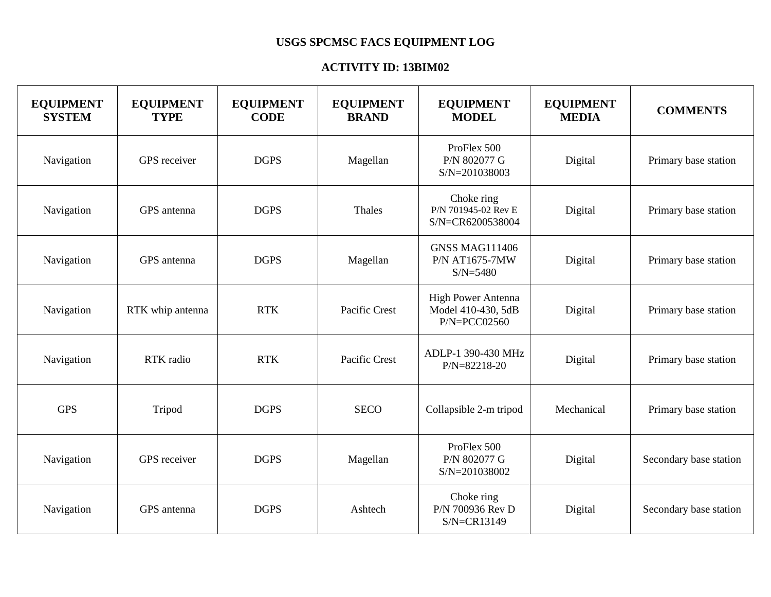# USGS SPCMSC FACS EQUIPMENT LOG

## ACTIVITY ID: 13BIM02

| EQUIPMENT SYSTEM | EQUIPMENT TYPE | EQUIPMENT CODE | EQUIPMENT BRAND | EQUIPMENT MODEL | EQUIPMENT MEDIA | COMMENTS |
|---|---|---|---|---|---|---|
| Navigation | GPS receiver | DGPS | Magellan | ProFlex 500<br>P/N 802077 G<br>S/N=201038003 | Digital | Primary base station |
| Navigation | GPS antenna | DGPS | Thales | Choke ring<br>P/N 701945-02 Rev E<br>S/N=CR6200538004 | Digital | Primary base station |
| Navigation | GPS antenna | DGPS | Magellan | GNSS MAG111406<br>P/N AT1675-7MW<br>S/N=5480 | Digital | Primary base station |
| Navigation | RTK whip antenna | RTK | Pacific Crest | High Power Antenna<br>Model 410-430, 5dB<br>P/N=PCC02560 | Digital | Primary base station |
| Navigation | RTK radio | RTK | Pacific Crest | ADLP-1 390-430 MHz<br>P/N=82218-20 | Digital | Primary base station |
| GPS | Tripod | DGPS | SECO | Collapsible 2-m tripod | Mechanical | Primary base station |
| Navigation | GPS receiver | DGPS | Magellan | ProFlex 500<br>P/N 802077 G<br>S/N=201038002 | Digital | Secondary base station |
| Navigation | GPS antenna | DGPS | Ashtech | Choke ring<br>P/N 700936 Rev D<br>S/N=CR13149 | Digital | Secondary base station |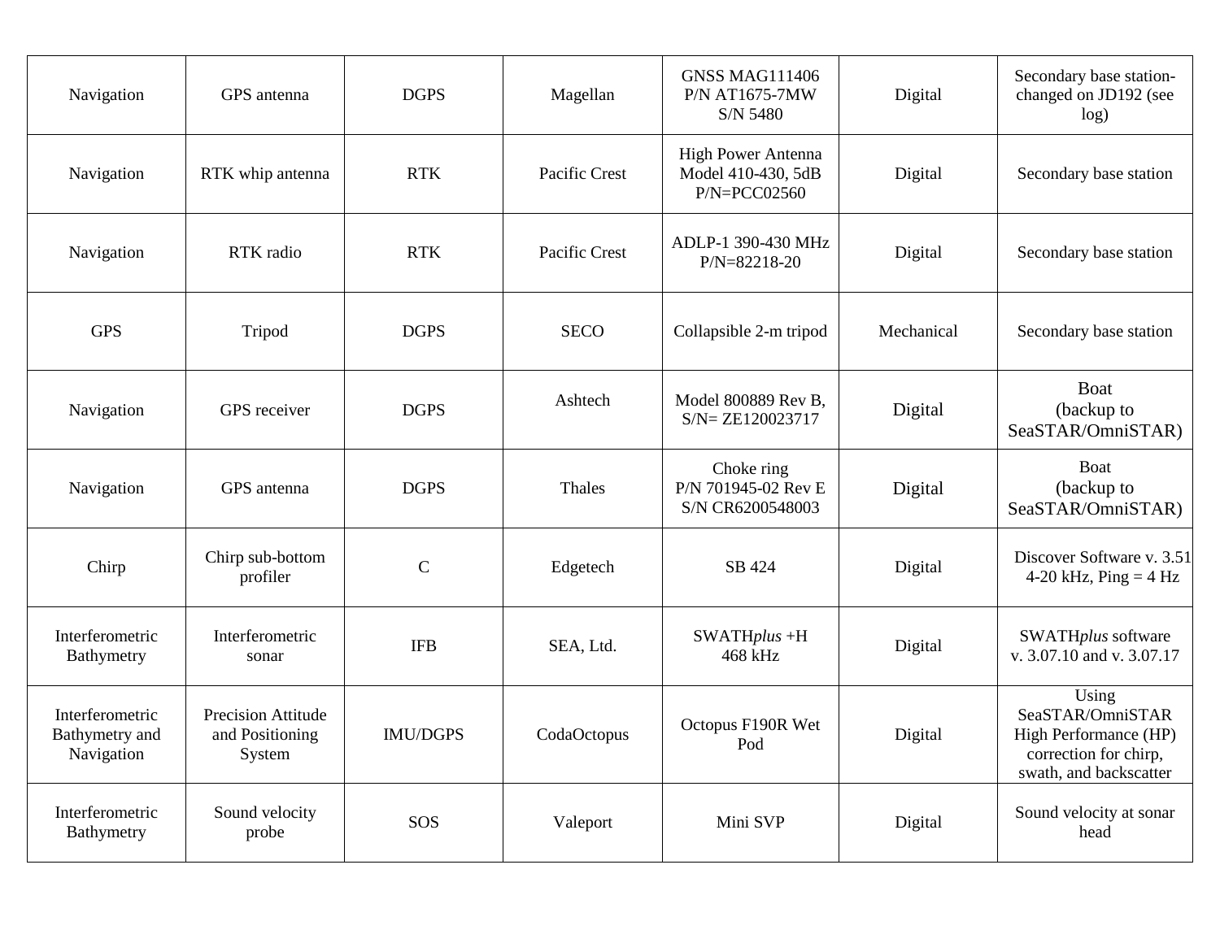| | | | | | | |
|---|---|---|---|---|---|---|
| Navigation | GPS antenna | DGPS | Magellan | GNSS MAG111406 P/N AT1675-7MW S/N 5480 | Digital | Secondary base station-changed on JD192 (see log) |
| Navigation | RTK whip antenna | RTK | Pacific Crest | High Power Antenna Model 410-430, 5dB P/N=PCC02560 | Digital | Secondary base station |
| Navigation | RTK radio | RTK | Pacific Crest | ADLP-1 390-430 MHz P/N=82218-20 | Digital | Secondary base station |
| GPS | Tripod | DGPS | SECO | Collapsible 2-m tripod | Mechanical | Secondary base station |
| Navigation | GPS receiver | DGPS | Ashtech | Model 800889 Rev B, S/N= ZE120023717 | Digital | Boat (backup to SeaSTAR/OmniSTAR) |
| Navigation | GPS antenna | DGPS | Thales | Choke ring P/N 701945-02 Rev E S/N CR6200548003 | Digital | Boat (backup to SeaSTAR/OmniSTAR) |
| Chirp | Chirp sub-bottom profiler | C | Edgetech | SB 424 | Digital | Discover Software v. 3.51 4-20 kHz, Ping = 4 Hz |
| Interferometric Bathymetry | Interferometric sonar | IFB | SEA, Ltd. | SWATH*plus* +H 468 kHz | Digital | SWATH*plus* software v. 3.07.10 and v. 3.07.17 |
| Interferometric Bathymetry and Navigation | Precision Attitude and Positioning System | IMU/DGPS | CodaOctopus | Octopus F190R Wet Pod | Digital | Using SeaSTAR/OmniSTAR High Performance (HP) correction for chirp, swath, and backscatter |
| Interferometric Bathymetry | Sound velocity probe | SOS | Valeport | Mini SVP | Digital | Sound velocity at sonar head |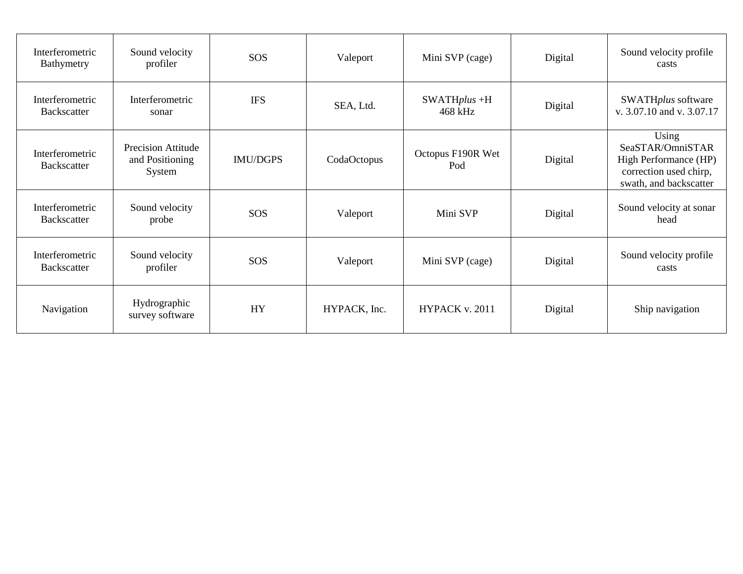| | | | | | | |
|---|---|---|---|---|---|---|
| Interferometric Bathymetry | Sound velocity profiler | SOS | Valeport | Mini SVP (cage) | Digital | Sound velocity profile casts |
| Interferometric Backscatter | Interferometric sonar | IFS | SEA, Ltd. | SWATH*plus* +H 468 kHz | Digital | SWATH*plus* software v. 3.07.10 and v. 3.07.17 |
| Interferometric Backscatter | Precision Attitude and Positioning System | IMU/DGPS | CodaOctopus | Octopus F190R Wet Pod | Digital | Using SeaSTAR/OmniSTAR High Performance (HP) correction used chirp, swath, and backscatter |
| Interferometric Backscatter | Sound velocity probe | SOS | Valeport | Mini SVP | Digital | Sound velocity at sonar head |
| Interferometric Backscatter | Sound velocity profiler | SOS | Valeport | Mini SVP (cage) | Digital | Sound velocity profile casts |
| Navigation | Hydrographic survey software | HY | HYPACK, Inc. | HYPACK v. 2011 | Digital | Ship navigation |